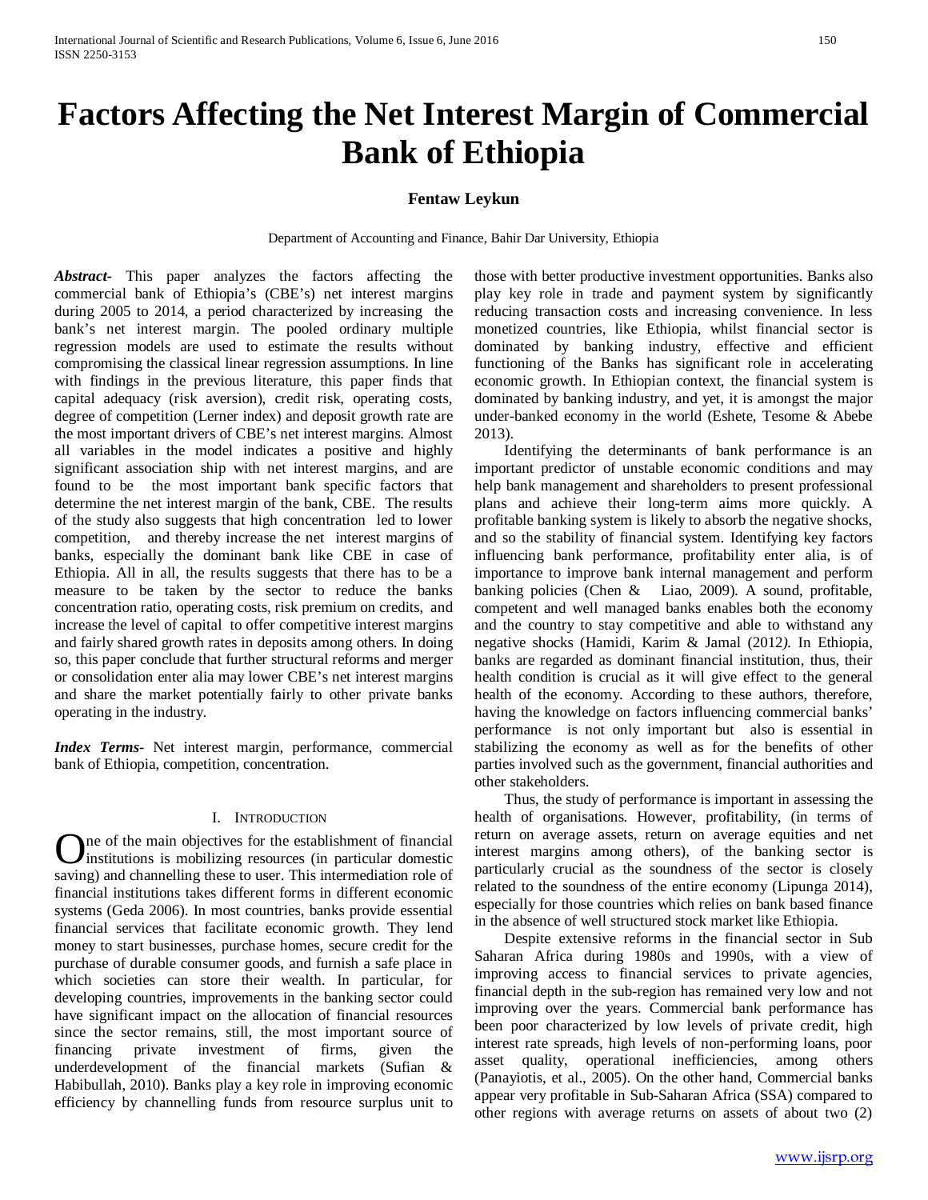# Factors Affecting the Net Interest Margin of Commercial Bank of Ethiopia

**Fentaw Leykun**

Department of Accounting and Finance, Bahir Dar University, Ethiopia

***Abstract-*** This paper analyzes the factors affecting the commercial bank of Ethiopia's (CBE's) net interest margins during 2005 to 2014, a period characterized by increasing the bank's net interest margin. The pooled ordinary multiple regression models are used to estimate the results without compromising the classical linear regression assumptions. In line with findings in the previous literature, this paper finds that capital adequacy (risk aversion), credit risk, operating costs, degree of competition (Lerner index) and deposit growth rate are the most important drivers of CBE's net interest margins. Almost all variables in the model indicates a positive and highly significant association ship with net interest margins, and are found to be the most important bank specific factors that determine the net interest margin of the bank, CBE. The results of the study also suggests that high concentration led to lower competition, and thereby increase the net interest margins of banks, especially the dominant bank like CBE in case of Ethiopia. All in all, the results suggests that there has to be a measure to be taken by the sector to reduce the banks concentration ratio, operating costs, risk premium on credits, and increase the level of capital to offer competitive interest margins and fairly shared growth rates in deposits among others. In doing so, this paper conclude that further structural reforms and merger or consolidation enter alia may lower CBE's net interest margins and share the market potentially fairly to other private banks operating in the industry.

***Index Terms*** - Net interest margin, performance, commercial bank of Ethiopia, competition, concentration.

## I. Introduction

One of the main objectives for the establishment of financial institutions is mobilizing resources (in particular domestic saving) and channelling these to user. This intermediation role of financial institutions takes different forms in different economic systems (Geda 2006). In most countries, banks provide essential financial services that facilitate economic growth. They lend money to start businesses, purchase homes, secure credit for the purchase of durable consumer goods, and furnish a safe place in which societies can store their wealth. In particular, for developing countries, improvements in the banking sector could have significant impact on the allocation of financial resources since the sector remains, still, the most important source of financing private investment of firms, given the underdevelopment of the financial markets (Sufian & Habibullah, 2010). Banks play a key role in improving economic efficiency by channelling funds from resource surplus unit to those with better productive investment opportunities. Banks also play key role in trade and payment system by significantly reducing transaction costs and increasing convenience. In less monetized countries, like Ethiopia, whilst financial sector is dominated by banking industry, effective and efficient functioning of the Banks has significant role in accelerating economic growth. In Ethiopian context, the financial system is dominated by banking industry, and yet, it is amongst the major under-banked economy in the world (Eshete, Tesome & Abebe 2013).

Identifying the determinants of bank performance is an important predictor of unstable economic conditions and may help bank management and shareholders to present professional plans and achieve their long-term aims more quickly. A profitable banking system is likely to absorb the negative shocks, and so the stability of financial system. Identifying key factors influencing bank performance, profitability enter alia, is of importance to improve bank internal management and perform banking policies (Chen & Liao, 2009). A sound, profitable, competent and well managed banks enables both the economy and the country to stay competitive and able to withstand any negative shocks (Hamidi, Karim & Jamal (2012*).* In Ethiopia, banks are regarded as dominant financial institution, thus, their health condition is crucial as it will give effect to the general health of the economy. According to these authors, therefore, having the knowledge on factors influencing commercial banks' performance is not only important but also is essential in stabilizing the economy as well as for the benefits of other parties involved such as the government, financial authorities and other stakeholders.

Thus, the study of performance is important in assessing the health of organisations. However, profitability, (in terms of return on average assets, return on average equities and net interest margins among others), of the banking sector is particularly crucial as the soundness of the sector is closely related to the soundness of the entire economy (Lipunga 2014), especially for those countries which relies on bank based finance in the absence of well structured stock market like Ethiopia.

Despite extensive reforms in the financial sector in Sub Saharan Africa during 1980s and 1990s, with a view of improving access to financial services to private agencies, financial depth in the sub-region has remained very low and not improving over the years. Commercial bank performance has been poor characterized by low levels of private credit, high interest rate spreads, high levels of non-performing loans, poor asset quality, operational inefficiencies, among others (Panayiotis, et al., 2005). On the other hand, Commercial banks appear very profitable in Sub-Saharan Africa (SSA) compared to other regions with average returns on assets of about two (2)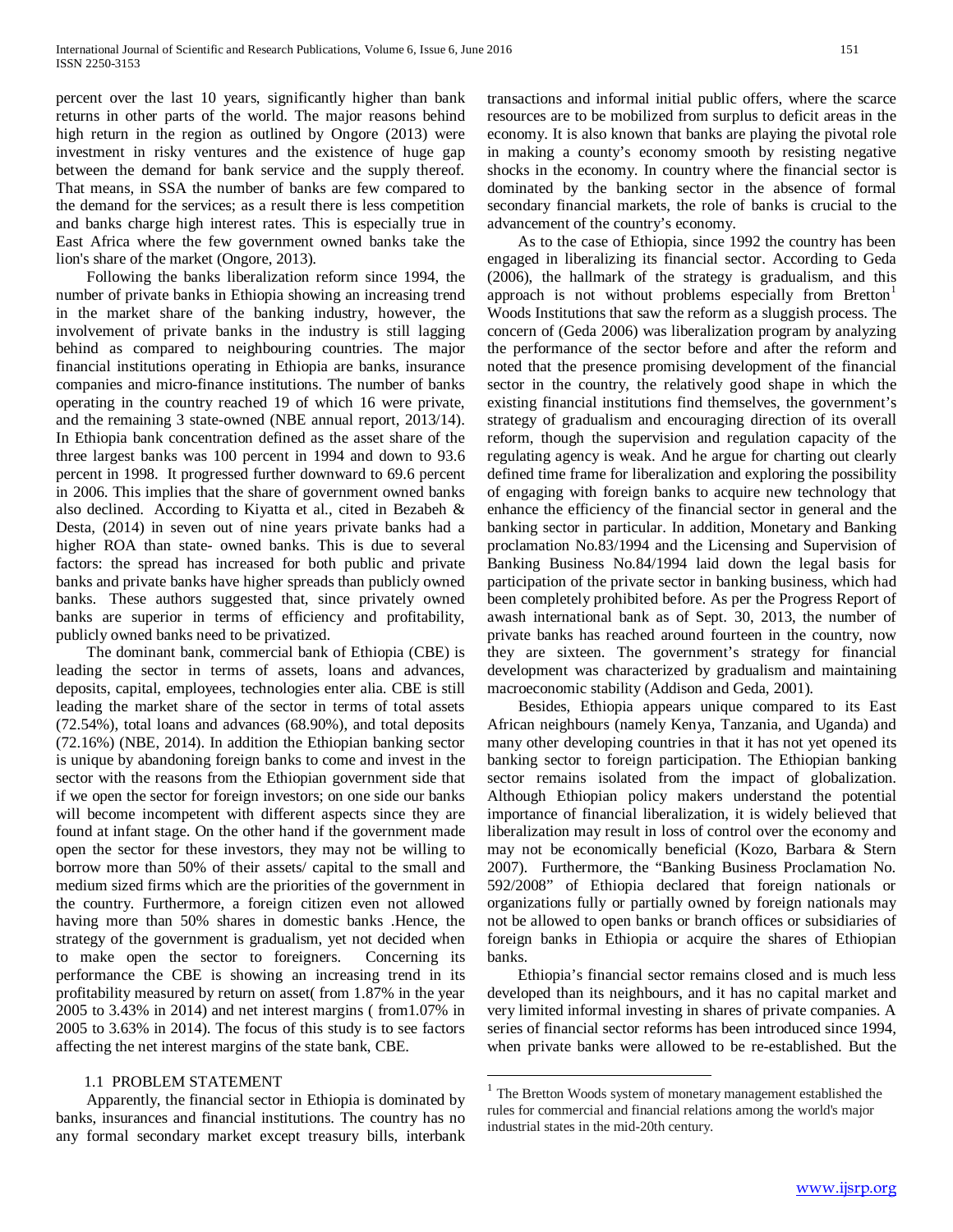percent over the last 10 years, significantly higher than bank returns in other parts of the world. The major reasons behind high return in the region as outlined by Ongore (2013) were investment in risky ventures and the existence of huge gap between the demand for bank service and the supply thereof. That means, in SSA the number of banks are few compared to the demand for the services; as a result there is less competition and banks charge high interest rates. This is especially true in East Africa where the few government owned banks take the lion's share of the market (Ongore, 2013).

Following the banks liberalization reform since 1994, the number of private banks in Ethiopia showing an increasing trend in the market share of the banking industry, however, the involvement of private banks in the industry is still lagging behind as compared to neighbouring countries. The major financial institutions operating in Ethiopia are banks, insurance companies and micro-finance institutions. The number of banks operating in the country reached 19 of which 16 were private, and the remaining 3 state-owned (NBE annual report, 2013/14). In Ethiopia bank concentration defined as the asset share of the three largest banks was 100 percent in 1994 and down to 93.6 percent in 1998. It progressed further downward to 69.6 percent in 2006. This implies that the share of government owned banks also declined. According to Kiyatta et al., cited in Bezabeh & Desta, (2014) in seven out of nine years private banks had a higher ROA than state- owned banks. This is due to several factors: the spread has increased for both public and private banks and private banks have higher spreads than publicly owned banks. These authors suggested that, since privately owned banks are superior in terms of efficiency and profitability, publicly owned banks need to be privatized.

The dominant bank, commercial bank of Ethiopia (CBE) is leading the sector in terms of assets, loans and advances, deposits, capital, employees, technologies enter alia. CBE is still leading the market share of the sector in terms of total assets (72.54%), total loans and advances (68.90%), and total deposits (72.16%) (NBE, 2014). In addition the Ethiopian banking sector is unique by abandoning foreign banks to come and invest in the sector with the reasons from the Ethiopian government side that if we open the sector for foreign investors; on one side our banks will become incompetent with different aspects since they are found at infant stage. On the other hand if the government made open the sector for these investors, they may not be willing to borrow more than 50% of their assets/ capital to the small and medium sized firms which are the priorities of the government in the country. Furthermore, a foreign citizen even not allowed having more than 50% shares in domestic banks .Hence, the strategy of the government is gradualism, yet not decided when to make open the sector to foreigners. Concerning its performance the CBE is showing an increasing trend in its profitability measured by return on asset( from 1.87% in the year 2005 to 3.43% in 2014) and net interest margins ( from1.07% in 2005 to 3.63% in 2014). The focus of this study is to see factors affecting the net interest margins of the state bank, CBE.

## 1.1 PROBLEM STATEMENT

Apparently, the financial sector in Ethiopia is dominated by banks, insurances and financial institutions. The country has no any formal secondary market except treasury bills, interbank transactions and informal initial public offers, where the scarce resources are to be mobilized from surplus to deficit areas in the economy. It is also known that banks are playing the pivotal role in making a county's economy smooth by resisting negative shocks in the economy. In country where the financial sector is dominated by the banking sector in the absence of formal secondary financial markets, the role of banks is crucial to the advancement of the country's economy.

As to the case of Ethiopia, since 1992 the country has been engaged in liberalizing its financial sector. According to Geda (2006), the hallmark of the strategy is gradualism, and this approach is not without problems especially from Bretton[1] Woods Institutions that saw the reform as a sluggish process. The concern of (Geda 2006) was liberalization program by analyzing the performance of the sector before and after the reform and noted that the presence promising development of the financial sector in the country, the relatively good shape in which the existing financial institutions find themselves, the government's strategy of gradualism and encouraging direction of its overall reform, though the supervision and regulation capacity of the regulating agency is weak. And he argue for charting out clearly defined time frame for liberalization and exploring the possibility of engaging with foreign banks to acquire new technology that enhance the efficiency of the financial sector in general and the banking sector in particular. In addition, Monetary and Banking proclamation No.83/1994 and the Licensing and Supervision of Banking Business No.84/1994 laid down the legal basis for participation of the private sector in banking business, which had been completely prohibited before. As per the Progress Report of awash international bank as of Sept. 30, 2013, the number of private banks has reached around fourteen in the country, now they are sixteen. The government's strategy for financial development was characterized by gradualism and maintaining macroeconomic stability (Addison and Geda, 2001).

Besides, Ethiopia appears unique compared to its East African neighbours (namely Kenya, Tanzania, and Uganda) and many other developing countries in that it has not yet opened its banking sector to foreign participation. The Ethiopian banking sector remains isolated from the impact of globalization. Although Ethiopian policy makers understand the potential importance of financial liberalization, it is widely believed that liberalization may result in loss of control over the economy and may not be economically beneficial (Kozo, Barbara & Stern 2007). Furthermore, the "Banking Business Proclamation No. 592/2008" of Ethiopia declared that foreign nationals or organizations fully or partially owned by foreign nationals may not be allowed to open banks or branch offices or subsidiaries of foreign banks in Ethiopia or acquire the shares of Ethiopian banks.

Ethiopia's financial sector remains closed and is much less developed than its neighbours, and it has no capital market and very limited informal investing in shares of private companies. A series of financial sector reforms has been introduced since 1994, when private banks were allowed to be re-established. But the

[1] The Bretton Woods system of monetary management established the rules for commercial and financial relations among the world's major industrial states in the mid-20th century.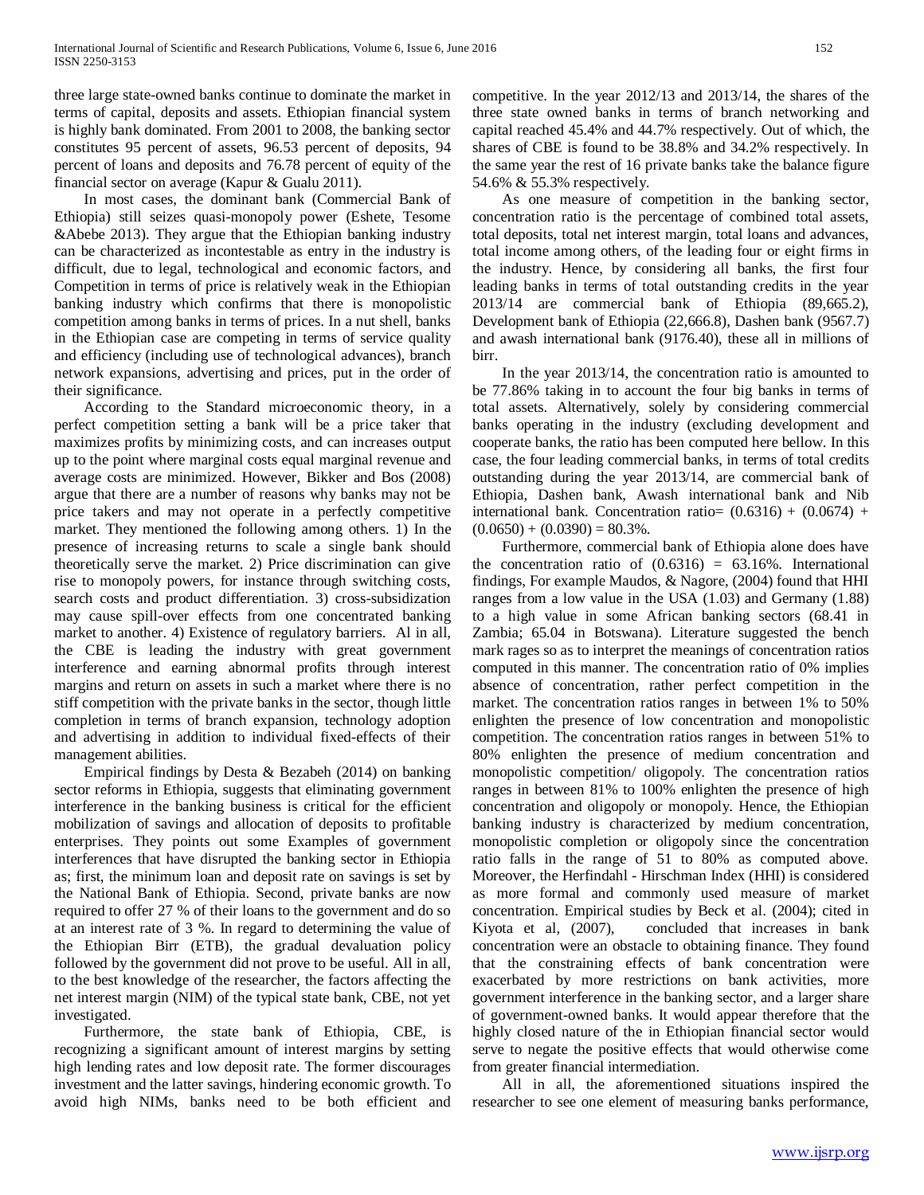three large state-owned banks continue to dominate the market in terms of capital, deposits and assets. Ethiopian financial system is highly bank dominated. From 2001 to 2008, the banking sector constitutes 95 percent of assets, 96.53 percent of deposits, 94 percent of loans and deposits and 76.78 percent of equity of the financial sector on average (Kapur & Gualu 2011).

In most cases, the dominant bank (Commercial Bank of Ethiopia) still seizes quasi-monopoly power (Eshete, Tesome &Abebe 2013). They argue that the Ethiopian banking industry can be characterized as incontestable as entry in the industry is difficult, due to legal, technological and economic factors, and Competition in terms of price is relatively weak in the Ethiopian banking industry which confirms that there is monopolistic competition among banks in terms of prices. In a nut shell, banks in the Ethiopian case are competing in terms of service quality and efficiency (including use of technological advances), branch network expansions, advertising and prices, put in the order of their significance.

According to the Standard microeconomic theory, in a perfect competition setting a bank will be a price taker that maximizes profits by minimizing costs, and can increases output up to the point where marginal costs equal marginal revenue and average costs are minimized. However, Bikker and Bos (2008) argue that there are a number of reasons why banks may not be price takers and may not operate in a perfectly competitive market. They mentioned the following among others. 1) In the presence of increasing returns to scale a single bank should theoretically serve the market. 2) Price discrimination can give rise to monopoly powers, for instance through switching costs, search costs and product differentiation. 3) cross-subsidization may cause spill-over effects from one concentrated banking market to another. 4) Existence of regulatory barriers. Al in all, the CBE is leading the industry with great government interference and earning abnormal profits through interest margins and return on assets in such a market where there is no stiff competition with the private banks in the sector, though little completion in terms of branch expansion, technology adoption and advertising in addition to individual fixed-effects of their management abilities.

Empirical findings by Desta & Bezabeh (2014) on banking sector reforms in Ethiopia, suggests that eliminating government interference in the banking business is critical for the efficient mobilization of savings and allocation of deposits to profitable enterprises. They points out some Examples of government interferences that have disrupted the banking sector in Ethiopia as; first, the minimum loan and deposit rate on savings is set by the National Bank of Ethiopia. Second, private banks are now required to offer 27 % of their loans to the government and do so at an interest rate of 3 %. In regard to determining the value of the Ethiopian Birr (ETB), the gradual devaluation policy followed by the government did not prove to be useful. All in all, to the best knowledge of the researcher, the factors affecting the net interest margin (NIM) of the typical state bank, CBE, not yet investigated.

Furthermore, the state bank of Ethiopia, CBE, is recognizing a significant amount of interest margins by setting high lending rates and low deposit rate. The former discourages investment and the latter savings, hindering economic growth. To avoid high NIMs, banks need to be both efficient and competitive. In the year 2012/13 and 2013/14, the shares of the three state owned banks in terms of branch networking and capital reached 45.4% and 44.7% respectively. Out of which, the shares of CBE is found to be 38.8% and 34.2% respectively. In the same year the rest of 16 private banks take the balance figure 54.6% & 55.3% respectively.

As one measure of competition in the banking sector, concentration ratio is the percentage of combined total assets, total deposits, total net interest margin, total loans and advances, total income among others, of the leading four or eight firms in the industry. Hence, by considering all banks, the first four leading banks in terms of total outstanding credits in the year 2013/14 are commercial bank of Ethiopia (89,665.2), Development bank of Ethiopia (22,666.8), Dashen bank (9567.7) and awash international bank (9176.40), these all in millions of birr.

In the year 2013/14, the concentration ratio is amounted to be 77.86% taking in to account the four big banks in terms of total assets. Alternatively, solely by considering commercial banks operating in the industry (excluding development and cooperate banks, the ratio has been computed here bellow. In this case, the four leading commercial banks, in terms of total credits outstanding during the year 2013/14, are commercial bank of Ethiopia, Dashen bank, Awash international bank and Nib international bank. Concentration ratio= (0.6316) + (0.0674) + (0.0650) + (0.0390) = 80.3%.

Furthermore, commercial bank of Ethiopia alone does have the concentration ratio of (0.6316) = 63.16%. International findings, For example Maudos, & Nagore, (2004) found that HHI ranges from a low value in the USA (1.03) and Germany (1.88) to a high value in some African banking sectors (68.41 in Zambia; 65.04 in Botswana). Literature suggested the bench mark rages so as to interpret the meanings of concentration ratios computed in this manner. The concentration ratio of 0% implies absence of concentration, rather perfect competition in the market. The concentration ratios ranges in between 1% to 50% enlighten the presence of low concentration and monopolistic competition. The concentration ratios ranges in between 51% to 80% enlighten the presence of medium concentration and monopolistic competition/ oligopoly. The concentration ratios ranges in between 81% to 100% enlighten the presence of high concentration and oligopoly or monopoly. Hence, the Ethiopian banking industry is characterized by medium concentration, monopolistic completion or oligopoly since the concentration ratio falls in the range of 51 to 80% as computed above. Moreover, the Herfindahl - Hirschman Index (HHI) is considered as more formal and commonly used measure of market concentration. Empirical studies by Beck et al. (2004); cited in Kiyota et al, (2007), concluded that increases in bank concentration were an obstacle to obtaining finance. They found that the constraining effects of bank concentration were exacerbated by more restrictions on bank activities, more government interference in the banking sector, and a larger share of government-owned banks. It would appear therefore that the highly closed nature of the in Ethiopian financial sector would serve to negate the positive effects that would otherwise come from greater financial intermediation.

All in all, the aforementioned situations inspired the researcher to see one element of measuring banks performance,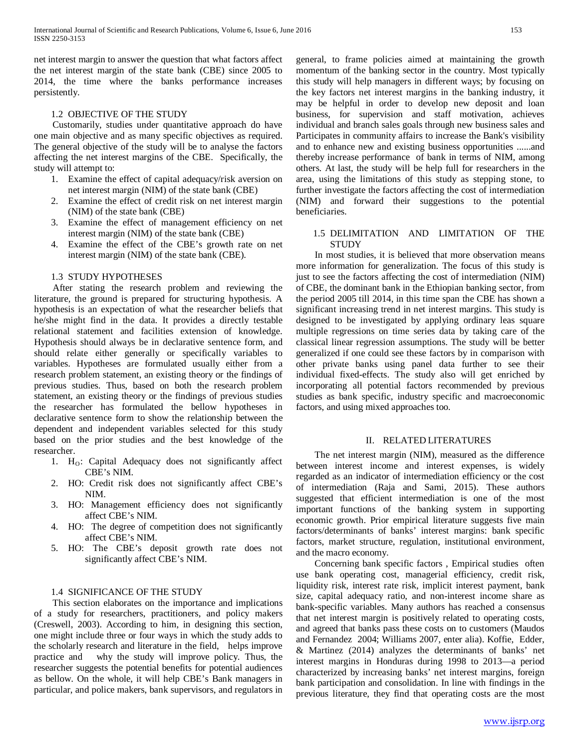net interest margin to answer the question that what factors affect the net interest margin of the state bank (CBE) since 2005 to 2014, the time where the banks performance increases persistently.

### 1.2 OBJECTIVE OF THE STUDY

Customarily, studies under quantitative approach do have one main objective and as many specific objectives as required. The general objective of the study will be to analyse the factors affecting the net interest margins of the CBE. Specifically, the study will attempt to:

1. Examine the effect of capital adequacy/risk aversion on net interest margin (NIM) of the state bank (CBE)
2. Examine the effect of credit risk on net interest margin (NIM) of the state bank (CBE)
3. Examine the effect of management efficiency on net interest margin (NIM) of the state bank (CBE)
4. Examine the effect of the CBE's growth rate on net interest margin (NIM) of the state bank (CBE).

### 1.3 STUDY HYPOTHESES

After stating the research problem and reviewing the literature, the ground is prepared for structuring hypothesis. A hypothesis is an expectation of what the researcher beliefs that he/she might find in the data. It provides a directly testable relational statement and facilities extension of knowledge. Hypothesis should always be in declarative sentence form, and should relate either generally or specifically variables to variables. Hypotheses are formulated usually either from a research problem statement, an existing theory or the findings of previous studies. Thus, based on both the research problem statement, an existing theory or the findings of previous studies the researcher has formulated the bellow hypotheses in declarative sentence form to show the relationship between the dependent and independent variables selected for this study based on the prior studies and the best knowledge of the researcher.

1. $H_O$: Capital Adequacy does not significantly affect CBE's NIM.
2. HO: Credit risk does not significantly affect CBE's NIM.
3. HO: Management efficiency does not significantly affect CBE's NIM.
4. HO: The degree of competition does not significantly affect CBE's NIM.
5. HO: The CBE's deposit growth rate does not significantly affect CBE's NIM.

### 1.4 SIGNIFICANCE OF THE STUDY

This section elaborates on the importance and implications of a study for researchers, practitioners, and policy makers (Creswell, 2003). According to him, in designing this section, one might include three or four ways in which the study adds to the scholarly research and literature in the field, helps improve practice and why the study will improve policy. Thus, the researcher suggests the potential benefits for potential audiences as bellow. On the whole, it will help CBE's Bank managers in particular, and police makers, bank supervisors, and regulators in general, to frame policies aimed at maintaining the growth momentum of the banking sector in the country. Most typically this study will help managers in different ways; by focusing on the key factors net interest margins in the banking industry, it may be helpful in order to develop new deposit and loan business, for supervision and staff motivation, achieves individual and branch sales goals through new business sales and Participates in community affairs to increase the Bank's visibility and to enhance new and existing business opportunities ......and thereby increase performance of bank in terms of NIM, among others. At last, the study will be help full for researchers in the area, using the limitations of this study as stepping stone, to further investigate the factors affecting the cost of intermediation (NIM) and forward their suggestions to the potential beneficiaries.

### 1.5 DELIMITATION AND LIMITATION OF THE STUDY

In most studies, it is believed that more observation means more information for generalization. The focus of this study is just to see the factors affecting the cost of intermediation (NIM) of CBE, the dominant bank in the Ethiopian banking sector, from the period 2005 till 2014, in this time span the CBE has shown a significant increasing trend in net interest margins. This study is designed to be investigated by applying ordinary leas square multiple regressions on time series data by taking care of the classical linear regression assumptions. The study will be better generalized if one could see these factors by in comparison with other private banks using panel data further to see their individual fixed-effects. The study also will get enriched by incorporating all potential factors recommended by previous studies as bank specific, industry specific and macroeconomic factors, and using mixed approaches too.

## II. RELATED LITERATURES

The net interest margin (NIM), measured as the difference between interest income and interest expenses, is widely regarded as an indicator of intermediation efficiency or the cost of intermediation (Raja and Sami, 2015). These authors suggested that efficient intermediation is one of the most important functions of the banking system in supporting economic growth. Prior empirical literature suggests five main factors/determinants of banks' interest margins: bank specific factors, market structure, regulation, institutional environment, and the macro economy.

Concerning bank specific factors , Empirical studies often use bank operating cost, managerial efficiency, credit risk, liquidity risk, interest rate risk, implicit interest payment, bank size, capital adequacy ratio, and non-interest income share as bank-specific variables. Many authors has reached a consensus that net interest margin is positively related to operating costs, and agreed that banks pass these costs on to customers (Maudos and Fernandez 2004; Williams 2007, enter alia). Koffie, Edder, & Martinez (2014) analyzes the determinants of banks' net interest margins in Honduras during 1998 to 2013—a period characterized by increasing banks' net interest margins, foreign bank participation and consolidation. In line with findings in the previous literature, they find that operating costs are the most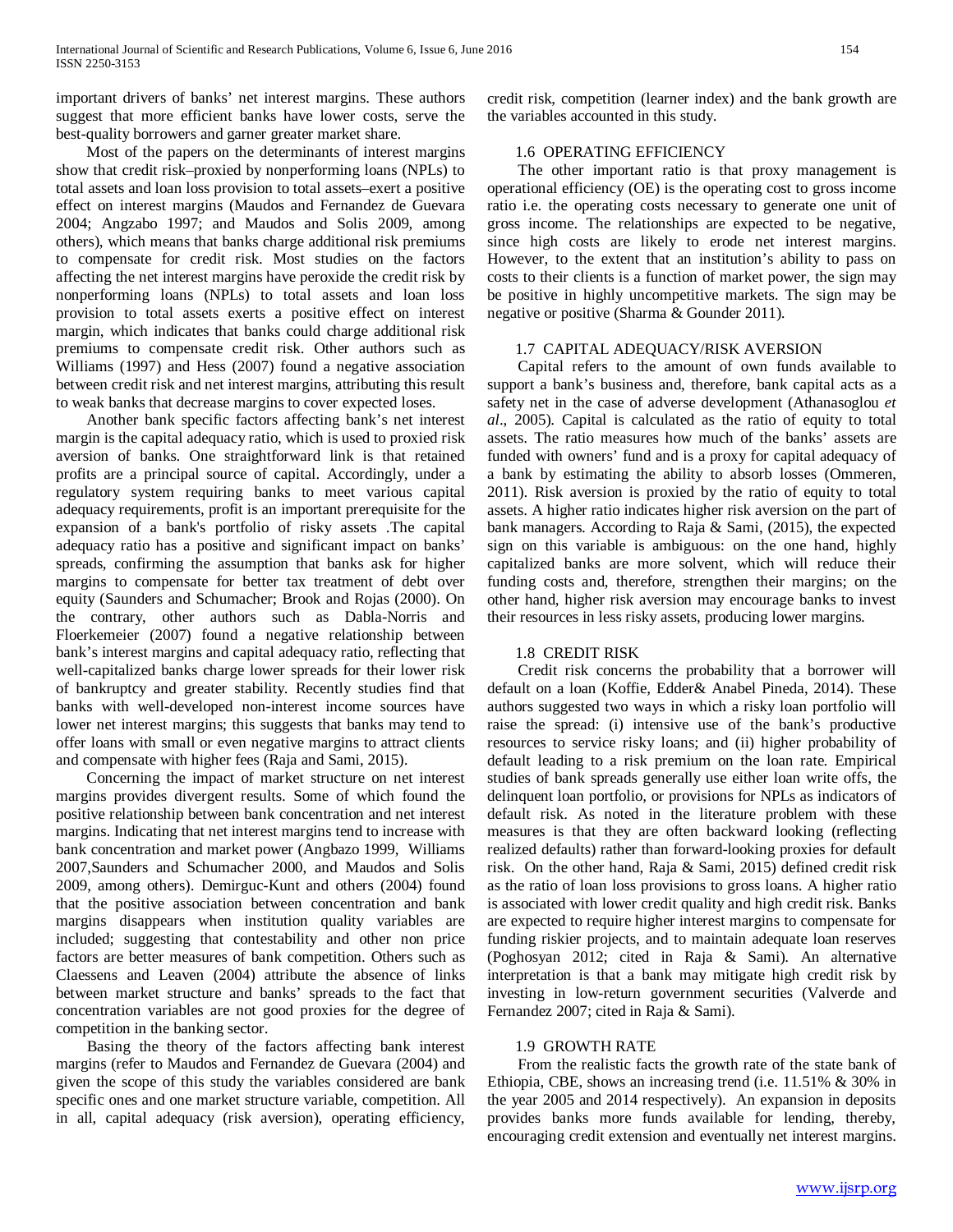important drivers of banks' net interest margins. These authors suggest that more efficient banks have lower costs, serve the best-quality borrowers and garner greater market share.

Most of the papers on the determinants of interest margins show that credit risk–proxied by nonperforming loans (NPLs) to total assets and loan loss provision to total assets–exert a positive effect on interest margins (Maudos and Fernandez de Guevara 2004; Angzabo 1997; and Maudos and Solis 2009, among others), which means that banks charge additional risk premiums to compensate for credit risk. Most studies on the factors affecting the net interest margins have peroxide the credit risk by nonperforming loans (NPLs) to total assets and loan loss provision to total assets exerts a positive effect on interest margin, which indicates that banks could charge additional risk premiums to compensate credit risk. Other authors such as Williams (1997) and Hess (2007) found a negative association between credit risk and net interest margins, attributing this result to weak banks that decrease margins to cover expected loses.

Another bank specific factors affecting bank's net interest margin is the capital adequacy ratio, which is used to proxied risk aversion of banks. One straightforward link is that retained profits are a principal source of capital. Accordingly, under a regulatory system requiring banks to meet various capital adequacy requirements, profit is an important prerequisite for the expansion of a bank's portfolio of risky assets .The capital adequacy ratio has a positive and significant impact on banks' spreads, confirming the assumption that banks ask for higher margins to compensate for better tax treatment of debt over equity (Saunders and Schumacher; Brook and Rojas (2000). On the contrary, other authors such as Dabla-Norris and Floerkemeier (2007) found a negative relationship between bank's interest margins and capital adequacy ratio, reflecting that well-capitalized banks charge lower spreads for their lower risk of bankruptcy and greater stability. Recently studies find that banks with well-developed non-interest income sources have lower net interest margins; this suggests that banks may tend to offer loans with small or even negative margins to attract clients and compensate with higher fees (Raja and Sami, 2015).

Concerning the impact of market structure on net interest margins provides divergent results. Some of which found the positive relationship between bank concentration and net interest margins. Indicating that net interest margins tend to increase with bank concentration and market power (Angbazo 1999, Williams 2007,Saunders and Schumacher 2000, and Maudos and Solis 2009, among others). Demirguc-Kunt and others (2004) found that the positive association between concentration and bank margins disappears when institution quality variables are included; suggesting that contestability and other non price factors are better measures of bank competition. Others such as Claessens and Leaven (2004) attribute the absence of links between market structure and banks' spreads to the fact that concentration variables are not good proxies for the degree of competition in the banking sector.

Basing the theory of the factors affecting bank interest margins (refer to Maudos and Fernandez de Guevara (2004) and given the scope of this study the variables considered are bank specific ones and one market structure variable, competition. All in all, capital adequacy (risk aversion), operating efficiency, credit risk, competition (learner index) and the bank growth are the variables accounted in this study.

### 1.6 OPERATING EFFICIENCY

The other important ratio is that proxy management is operational efficiency (OE) is the operating cost to gross income ratio i.e. the operating costs necessary to generate one unit of gross income. The relationships are expected to be negative, since high costs are likely to erode net interest margins. However, to the extent that an institution's ability to pass on costs to their clients is a function of market power, the sign may be positive in highly uncompetitive markets. The sign may be negative or positive (Sharma & Gounder 2011).

### 1.7 CAPITAL ADEQUACY/RISK AVERSION

Capital refers to the amount of own funds available to support a bank's business and, therefore, bank capital acts as a safety net in the case of adverse development (Athanasoglou *et al*., 2005). Capital is calculated as the ratio of equity to total assets. The ratio measures how much of the banks' assets are funded with owners' fund and is a proxy for capital adequacy of a bank by estimating the ability to absorb losses (Ommeren, 2011). Risk aversion is proxied by the ratio of equity to total assets. A higher ratio indicates higher risk aversion on the part of bank managers. According to Raja & Sami, (2015), the expected sign on this variable is ambiguous: on the one hand, highly capitalized banks are more solvent, which will reduce their funding costs and, therefore, strengthen their margins; on the other hand, higher risk aversion may encourage banks to invest their resources in less risky assets, producing lower margins.

### 1.8 CREDIT RISK

Credit risk concerns the probability that a borrower will default on a loan (Koffie, Edder& Anabel Pineda, 2014). These authors suggested two ways in which a risky loan portfolio will raise the spread: (i) intensive use of the bank's productive resources to service risky loans; and (ii) higher probability of default leading to a risk premium on the loan rate. Empirical studies of bank spreads generally use either loan write offs, the delinquent loan portfolio, or provisions for NPLs as indicators of default risk. As noted in the literature problem with these measures is that they are often backward looking (reflecting realized defaults) rather than forward-looking proxies for default risk. On the other hand, Raja & Sami, 2015) defined credit risk as the ratio of loan loss provisions to gross loans. A higher ratio is associated with lower credit quality and high credit risk. Banks are expected to require higher interest margins to compensate for funding riskier projects, and to maintain adequate loan reserves (Poghosyan 2012; cited in Raja & Sami). An alternative interpretation is that a bank may mitigate high credit risk by investing in low-return government securities (Valverde and Fernandez 2007; cited in Raja & Sami).

### 1.9 GROWTH RATE

From the realistic facts the growth rate of the state bank of Ethiopia, CBE, shows an increasing trend (i.e. 11.51% & 30% in the year 2005 and 2014 respectively). An expansion in deposits provides banks more funds available for lending, thereby, encouraging credit extension and eventually net interest margins.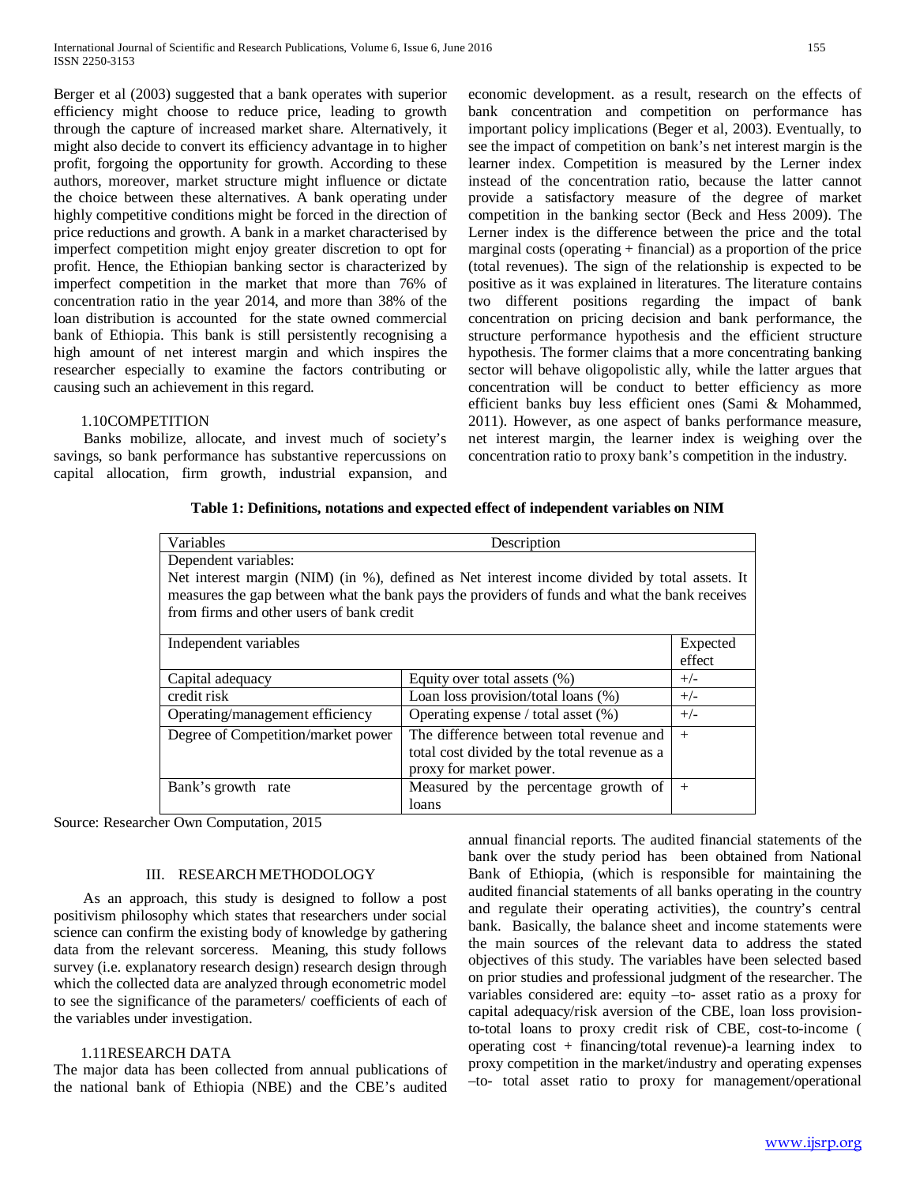Berger et al (2003) suggested that a bank operates with superior efficiency might choose to reduce price, leading to growth through the capture of increased market share. Alternatively, it might also decide to convert its efficiency advantage in to higher profit, forgoing the opportunity for growth. According to these authors, moreover, market structure might influence or dictate the choice between these alternatives. A bank operating under highly competitive conditions might be forced in the direction of price reductions and growth. A bank in a market characterised by imperfect competition might enjoy greater discretion to opt for profit. Hence, the Ethiopian banking sector is characterized by imperfect competition in the market that more than 76% of concentration ratio in the year 2014, and more than 38% of the loan distribution is accounted for the state owned commercial bank of Ethiopia. This bank is still persistently recognising a high amount of net interest margin and which inspires the researcher especially to examine the factors contributing or causing such an achievement in this regard.

### 1.10COMPETITION

Banks mobilize, allocate, and invest much of society's savings, so bank performance has substantive repercussions on capital allocation, firm growth, industrial expansion, and economic development. as a result, research on the effects of bank concentration and competition on performance has important policy implications (Beger et al, 2003). Eventually, to see the impact of competition on bank's net interest margin is the learner index. Competition is measured by the Lerner index instead of the concentration ratio, because the latter cannot provide a satisfactory measure of the degree of market competition in the banking sector (Beck and Hess 2009). The Lerner index is the difference between the price and the total marginal costs (operating + financial) as a proportion of the price (total revenues). The sign of the relationship is expected to be positive as it was explained in literatures. The literature contains two different positions regarding the impact of bank concentration on pricing decision and bank performance, the structure performance hypothesis and the efficient structure hypothesis. The former claims that a more concentrating banking sector will behave oligopolistic ally, while the latter argues that concentration will be conduct to better efficiency as more efficient banks buy less efficient ones (Sami & Mohammed, 2011). However, as one aspect of banks performance measure, net interest margin, the learner index is weighing over the concentration ratio to proxy bank's competition in the industry.

**Table 1: Definitions, notations and expected effect of independent variables on NIM**

| Variables | Description | |
|---|---|---|
| Dependent variables:<br>Net interest margin (NIM) (in %), defined as Net interest income divided by total assets. It measures the gap between what the bank pays the providers of funds and what the bank receives from firms and other users of bank credit | | |
| Independent variables | | Expected effect |
| Capital adequacy | Equity over total assets (%) | +/- |
| credit risk | Loan loss provision/total loans (%) | +/- |
| Operating/management efficiency | Operating expense / total asset (%) | +/- |
| Degree of Competition/market power | The difference between total revenue and total cost divided by the total revenue as a proxy for market power. | + |
| Bank's growth rate | Measured by the percentage growth of loans | + |

Source: Researcher Own Computation, 2015

## III. RESEARCH METHODOLOGY

As an approach, this study is designed to follow a post positivism philosophy which states that researchers under social science can confirm the existing body of knowledge by gathering data from the relevant sorceress. Meaning, this study follows survey (i.e. explanatory research design) research design through which the collected data are analyzed through econometric model to see the significance of the parameters/ coefficients of each of the variables under investigation.

### 1.11RESEARCH DATA

The major data has been collected from annual publications of the national bank of Ethiopia (NBE) and the CBE's audited annual financial reports. The audited financial statements of the bank over the study period has been obtained from National Bank of Ethiopia, (which is responsible for maintaining the audited financial statements of all banks operating in the country and regulate their operating activities), the country's central bank. Basically, the balance sheet and income statements were the main sources of the relevant data to address the stated objectives of this study. The variables have been selected based on prior studies and professional judgment of the researcher. The variables considered are: equity –to- asset ratio as a proxy for capital adequacy/risk aversion of the CBE, loan loss provision-to-total loans to proxy credit risk of CBE, cost-to-income ( operating cost + financing/total revenue)-a learning index to proxy competition in the market/industry and operating expenses –to- total asset ratio to proxy for management/operational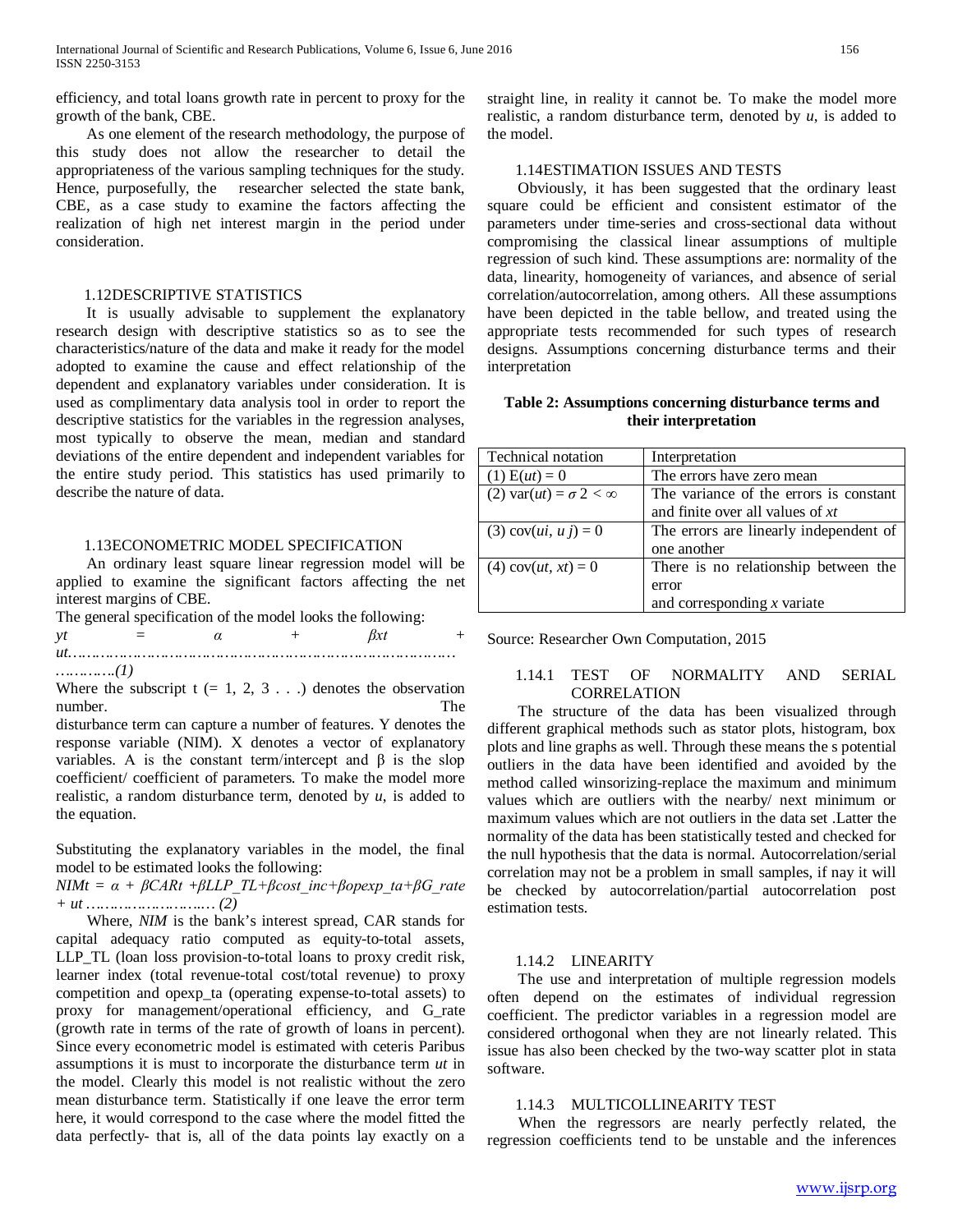efficiency, and total loans growth rate in percent to proxy for the growth of the bank, CBE.

As one element of the research methodology, the purpose of this study does not allow the researcher to detail the appropriateness of the various sampling techniques for the study. Hence, purposefully, the researcher selected the state bank, CBE, as a case study to examine the factors affecting the realization of high net interest margin in the period under consideration.

### 1.12DESCRIPTIVE STATISTICS

It is usually advisable to supplement the explanatory research design with descriptive statistics so as to see the characteristics/nature of the data and make it ready for the model adopted to examine the cause and effect relationship of the dependent and explanatory variables under consideration. It is used as complimentary data analysis tool in order to report the descriptive statistics for the variables in the regression analyses, most typically to observe the mean, median and standard deviations of the entire dependent and independent variables for the entire study period. This statistics has used primarily to describe the nature of data.

### 1.13ECONOMETRIC MODEL SPECIFICATION

An ordinary least square linear regression model will be applied to examine the significant factors affecting the net interest margins of CBE.

The general specification of the model looks the following:

$$y_t = \alpha + \beta x_t + u_t \qquad \text{……………(1)}$$

Where the subscript t (= 1, 2, 3 . . .) denotes the observation number. The disturbance term can capture a number of features. Y denotes the response variable (NIM). X denotes a vector of explanatory variables. A is the constant term/intercept and β is the slop coefficient/ coefficient of parameters. To make the model more realistic, a random disturbance term, denoted by *u*, is added to the equation.

Substituting the explanatory variables in the model, the final model to be estimated looks the following:

$$NIM_t = \alpha + \beta CAR_t + \beta LLP\_TL + \beta cost\_inc + \beta opexp\_ta + \beta G\_rate + u_t \qquad \text{……… (2)}$$

Where, *NIM* is the bank's interest spread, CAR stands for capital adequacy ratio computed as equity-to-total assets, LLP_TL (loan loss provision-to-total loans to proxy credit risk, learner index (total revenue-total cost/total revenue) to proxy competition and opexp_ta (operating expense-to-total assets) to proxy for management/operational efficiency, and G_rate (growth rate in terms of the rate of growth of loans in percent). Since every econometric model is estimated with ceteris Paribus assumptions it is must to incorporate the disturbance term $u_t$ in the model. Clearly this model is not realistic without the zero mean disturbance term. Statistically if one leave the error term here, it would correspond to the case where the model fitted the data perfectly- that is, all of the data points lay exactly on a straight line, in reality it cannot be. To make the model more realistic, a random disturbance term, denoted by *u*, is added to the model.

### 1.14ESTIMATION ISSUES AND TESTS

Obviously, it has been suggested that the ordinary least square could be efficient and consistent estimator of the parameters under time-series and cross-sectional data without compromising the classical linear assumptions of multiple regression of such kind. These assumptions are: normality of the data, linearity, homogeneity of variances, and absence of serial correlation/autocorrelation, among others. All these assumptions have been depicted in the table bellow, and treated using the appropriate tests recommended for such types of research designs. Assumptions concerning disturbance terms and their interpretation

**Table 2: Assumptions concerning disturbance terms and their interpretation**

| Technical notation | Interpretation |
|---|---|
| (1) $E(u_t) = 0$ | The errors have zero mean |
| (2) $\text{var}(u_t) = \sigma^2 < \infty$ | The variance of the errors is constant and finite over all values of $x_t$ |
| (3) $\text{cov}(u_i, u_j) = 0$ | The errors are linearly independent of one another |
| (4) $\text{cov}(u_t, x_t) = 0$ | There is no relationship between the error and corresponding $x$ variate |

Source: Researcher Own Computation, 2015

#### 1.14.1 TEST OF NORMALITY AND SERIAL CORRELATION

The structure of the data has been visualized through different graphical methods such as stator plots, histogram, box plots and line graphs as well. Through these means the s potential outliers in the data have been identified and avoided by the method called winsorizing-replace the maximum and minimum values which are outliers with the nearby/ next minimum or maximum values which are not outliers in the data set .Latter the normality of the data has been statistically tested and checked for the null hypothesis that the data is normal. Autocorrelation/serial correlation may not be a problem in small samples, if nay it will be checked by autocorrelation/partial autocorrelation post estimation tests.

#### 1.14.2 LINEARITY

The use and interpretation of multiple regression models often depend on the estimates of individual regression coefficient. The predictor variables in a regression model are considered orthogonal when they are not linearly related. This issue has also been checked by the two-way scatter plot in stata software.

#### 1.14.3 MULTICOLLINEARITY TEST

When the regressors are nearly perfectly related, the regression coefficients tend to be unstable and the inferences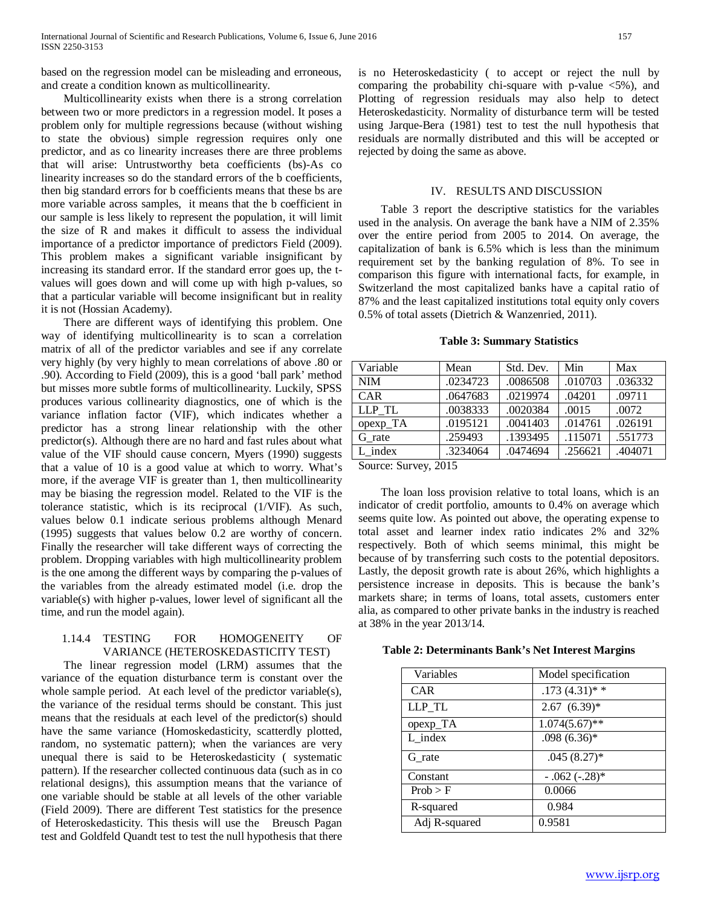based on the regression model can be misleading and erroneous, and create a condition known as multicollinearity.

Multicollinearity exists when there is a strong correlation between two or more predictors in a regression model. It poses a problem only for multiple regressions because (without wishing to state the obvious) simple regression requires only one predictor, and as co linearity increases there are three problems that will arise: Untrustworthy beta coefficients (bs)-As co linearity increases so do the standard errors of the b coefficients, then big standard errors for b coefficients means that these bs are more variable across samples, it means that the b coefficient in our sample is less likely to represent the population, it will limit the size of R and makes it difficult to assess the individual importance of a predictor importance of predictors Field (2009). This problem makes a significant variable insignificant by increasing its standard error. If the standard error goes up, the t-values will goes down and will come up with high p-values, so that a particular variable will become insignificant but in reality it is not (Hossian Academy).

There are different ways of identifying this problem. One way of identifying multicollinearity is to scan a correlation matrix of all of the predictor variables and see if any correlate very highly (by very highly to mean correlations of above .80 or .90). According to Field (2009), this is a good 'ball park' method but misses more subtle forms of multicollinearity. Luckily, SPSS produces various collinearity diagnostics, one of which is the variance inflation factor (VIF), which indicates whether a predictor has a strong linear relationship with the other predictor(s). Although there are no hard and fast rules about what value of the VIF should cause concern, Myers (1990) suggests that a value of 10 is a good value at which to worry. What's more, if the average VIF is greater than 1, then multicollinearity may be biasing the regression model. Related to the VIF is the tolerance statistic, which is its reciprocal (1/VIF). As such, values below 0.1 indicate serious problems although Menard (1995) suggests that values below 0.2 are worthy of concern. Finally the researcher will take different ways of correcting the problem. Dropping variables with high multicollinearity problem is the one among the different ways by comparing the p-values of the variables from the already estimated model (i.e. drop the variable(s) with higher p-values, lower level of significant all the time, and run the model again).

### 1.14.4 TESTING FOR HOMOGENEITY OF VARIANCE (HETEROSKEDASTICITY TEST)

The linear regression model (LRM) assumes that the variance of the equation disturbance term is constant over the whole sample period. At each level of the predictor variable(s), the variance of the residual terms should be constant. This just means that the residuals at each level of the predictor(s) should have the same variance (Homoskedasticity, scatterdly plotted, random, no systematic pattern); when the variances are very unequal there is said to be Heteroskedasticity ( systematic pattern). If the researcher collected continuous data (such as in co relational designs), this assumption means that the variance of one variable should be stable at all levels of the other variable (Field 2009). There are different Test statistics for the presence of Heteroskedasticity. This thesis will use the Breusch Pagan test and Goldfeld Quandt test to test the null hypothesis that there is no Heteroskedasticity ( to accept or reject the null by comparing the probability chi-square with p-value <5%), and Plotting of regression residuals may also help to detect Heteroskedasticity. Normality of disturbance term will be tested using Jarque-Bera (1981) test to test the null hypothesis that residuals are normally distributed and this will be accepted or rejected by doing the same as above.

## IV. RESULTS AND DISCUSSION

Table 3 report the descriptive statistics for the variables used in the analysis. On average the bank have a NIM of 2.35% over the entire period from 2005 to 2014. On average, the capitalization of bank is 6.5% which is less than the minimum requirement set by the banking regulation of 8%. To see in comparison this figure with international facts, for example, in Switzerland the most capitalized banks have a capital ratio of 87% and the least capitalized institutions total equity only covers 0.5% of total assets (Dietrich & Wanzenried, 2011).

**Table 3: Summary Statistics**

| Variable | Mean | Std. Dev. | Min | Max |
|---|---|---|---|---|
| NIM | .0234723 | .0086508 | .010703 | .036332 |
| CAR | .0647683 | .0219974 | .04201 | .09711 |
| LLP_TL | .0038333 | .0020384 | .0015 | .0072 |
| opexp_TA | .0195121 | .0041403 | .014761 | .026191 |
| G_rate | .259493 | .1393495 | .115071 | .551773 |
| L_index | .3234064 | .0474694 | .256621 | .404071 |

Source: Survey, 2015

The loan loss provision relative to total loans, which is an indicator of credit portfolio, amounts to 0.4% on average which seems quite low. As pointed out above, the operating expense to total asset and learner index ratio indicates 2% and 32% respectively. Both of which seems minimal, this might be because of by transferring such costs to the potential depositors. Lastly, the deposit growth rate is about 26%, which highlights a persistence increase in deposits. This is because the bank's markets share; in terms of loans, total assets, customers enter alia, as compared to other private banks in the industry is reached at 38% in the year 2013/14.

**Table 2: Determinants Bank's Net Interest Margins**

| Variables | Model specification |
|---|---|
| CAR | .173 (4.31)* * |
| LLP_TL | 2.67 (6.39)* |
| opexp_TA | 1.074(5.67)** |
| L_index | .098 (6.36)* |
| G_rate | .045 (8.27)* |
| Constant | - .062 (-.28)* |
| Prob > F | 0.0066 |
| R-squared | 0.984 |
| Adj R-squared | 0.9581 |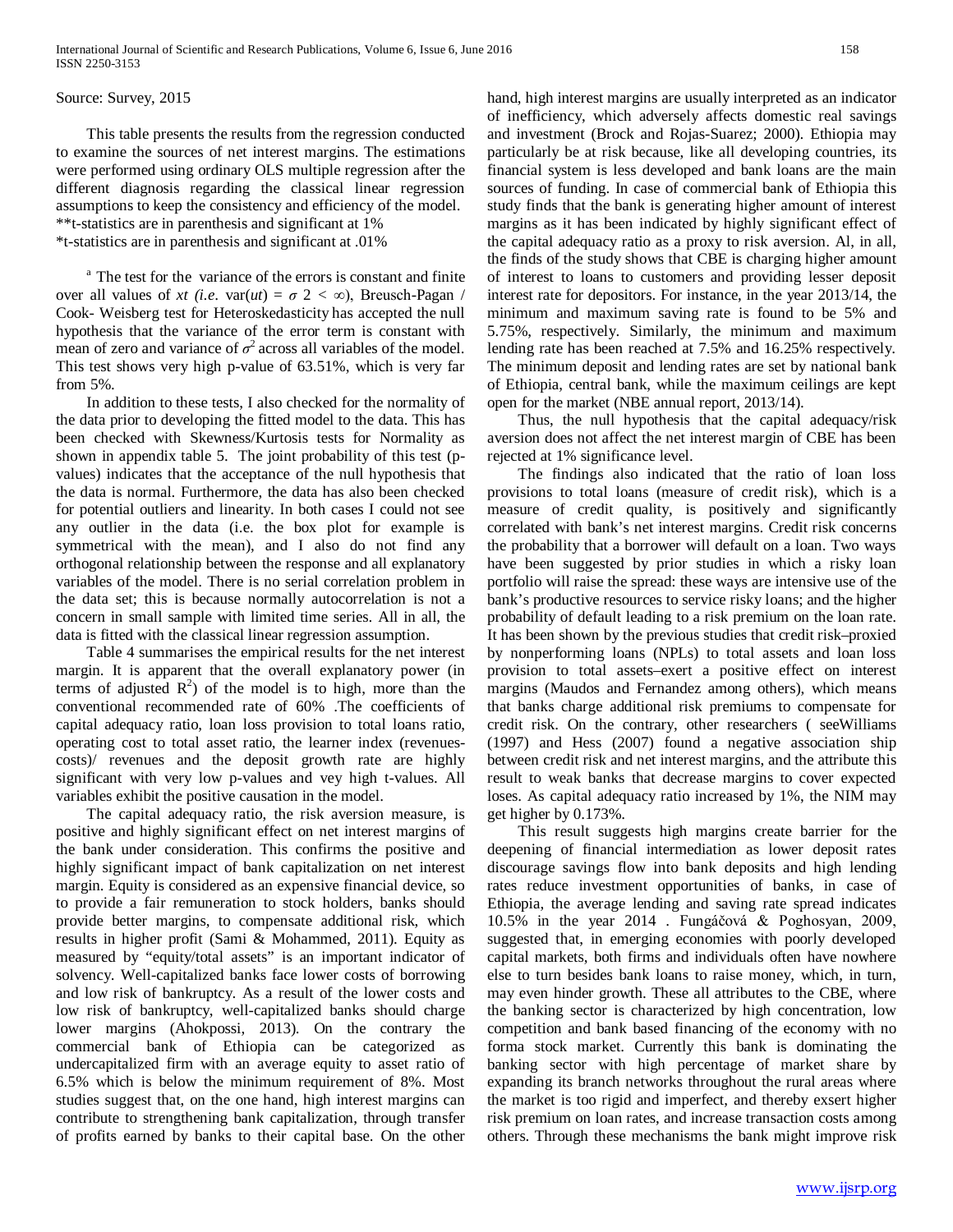Source: Survey, 2015

This table presents the results from the regression conducted to examine the sources of net interest margins. The estimations were performed using ordinary OLS multiple regression after the different diagnosis regarding the classical linear regression assumptions to keep the consistency and efficiency of the model.
**t-statistics are in parenthesis and significant at 1%
*t-statistics are in parenthesis and significant at .01%

[a] The test for the variance of the errors is constant and finite over all values of *xt* (*i.e*. var($ut$) = $\sigma$ 2 < ∞), Breusch-Pagan / Cook- Weisberg test for Heteroskedasticity has accepted the null hypothesis that the variance of the error term is constant with mean of zero and variance of $\sigma^2$ across all variables of the model. This test shows very high p-value of 63.51%, which is very far from 5%.

In addition to these tests, I also checked for the normality of the data prior to developing the fitted model to the data. This has been checked with Skewness/Kurtosis tests for Normality as shown in appendix table 5. The joint probability of this test (p-values) indicates that the acceptance of the null hypothesis that the data is normal. Furthermore, the data has also been checked for potential outliers and linearity. In both cases I could not see any outlier in the data (i.e. the box plot for example is symmetrical with the mean), and I also do not find any orthogonal relationship between the response and all explanatory variables of the model. There is no serial correlation problem in the data set; this is because normally autocorrelation is not a concern in small sample with limited time series. All in all, the data is fitted with the classical linear regression assumption.

Table 4 summarises the empirical results for the net interest margin. It is apparent that the overall explanatory power (in terms of adjusted $R^2$) of the model is to high, more than the conventional recommended rate of 60% .The coefficients of capital adequacy ratio, loan loss provision to total loans ratio, operating cost to total asset ratio, the learner index (revenues-costs)/ revenues and the deposit growth rate are highly significant with very low p-values and vey high t-values. All variables exhibit the positive causation in the model.

The capital adequacy ratio, the risk aversion measure, is positive and highly significant effect on net interest margins of the bank under consideration. This confirms the positive and highly significant impact of bank capitalization on net interest margin. Equity is considered as an expensive financial device, so to provide a fair remuneration to stock holders, banks should provide better margins, to compensate additional risk, which results in higher profit (Sami & Mohammed, 2011). Equity as measured by "equity/total assets" is an important indicator of solvency. Well-capitalized banks face lower costs of borrowing and low risk of bankruptcy. As a result of the lower costs and low risk of bankruptcy, well-capitalized banks should charge lower margins (Ahokpossi, 2013). On the contrary the commercial bank of Ethiopia can be categorized as undercapitalized firm with an average equity to asset ratio of 6.5% which is below the minimum requirement of 8%. Most studies suggest that, on the one hand, high interest margins can contribute to strengthening bank capitalization, through transfer of profits earned by banks to their capital base. On the other hand, high interest margins are usually interpreted as an indicator of inefficiency, which adversely affects domestic real savings and investment (Brock and Rojas-Suarez; 2000). Ethiopia may particularly be at risk because, like all developing countries, its financial system is less developed and bank loans are the main sources of funding. In case of commercial bank of Ethiopia this study finds that the bank is generating higher amount of interest margins as it has been indicated by highly significant effect of the capital adequacy ratio as a proxy to risk aversion. Al, in all, the finds of the study shows that CBE is charging higher amount of interest to loans to customers and providing lesser deposit interest rate for depositors. For instance, in the year 2013/14, the minimum and maximum saving rate is found to be 5% and 5.75%, respectively. Similarly, the minimum and maximum lending rate has been reached at 7.5% and 16.25% respectively. The minimum deposit and lending rates are set by national bank of Ethiopia, central bank, while the maximum ceilings are kept open for the market (NBE annual report, 2013/14).

Thus, the null hypothesis that the capital adequacy/risk aversion does not affect the net interest margin of CBE has been rejected at 1% significance level.

The findings also indicated that the ratio of loan loss provisions to total loans (measure of credit risk), which is a measure of credit quality, is positively and significantly correlated with bank's net interest margins. Credit risk concerns the probability that a borrower will default on a loan. Two ways have been suggested by prior studies in which a risky loan portfolio will raise the spread: these ways are intensive use of the bank's productive resources to service risky loans; and the higher probability of default leading to a risk premium on the loan rate. It has been shown by the previous studies that credit risk–proxied by nonperforming loans (NPLs) to total assets and loan loss provision to total assets–exert a positive effect on interest margins (Maudos and Fernandez among others), which means that banks charge additional risk premiums to compensate for credit risk. On the contrary, other researchers ( seeWilliams (1997) and Hess (2007) found a negative association ship between credit risk and net interest margins, and the attribute this result to weak banks that decrease margins to cover expected loses. As capital adequacy ratio increased by 1%, the NIM may get higher by 0.173%.

This result suggests high margins create barrier for the deepening of financial intermediation as lower deposit rates discourage savings flow into bank deposits and high lending rates reduce investment opportunities of banks, in case of Ethiopia, the average lending and saving rate spread indicates 10.5% in the year 2014 . Fungáčová & Poghosyan, 2009, suggested that, in emerging economies with poorly developed capital markets, both firms and individuals often have nowhere else to turn besides bank loans to raise money, which, in turn, may even hinder growth. These all attributes to the CBE, where the banking sector is characterized by high concentration, low competition and bank based financing of the economy with no forma stock market. Currently this bank is dominating the banking sector with high percentage of market share by expanding its branch networks throughout the rural areas where the market is too rigid and imperfect, and thereby exsert higher risk premium on loan rates, and increase transaction costs among others. Through these mechanisms the bank might improve risk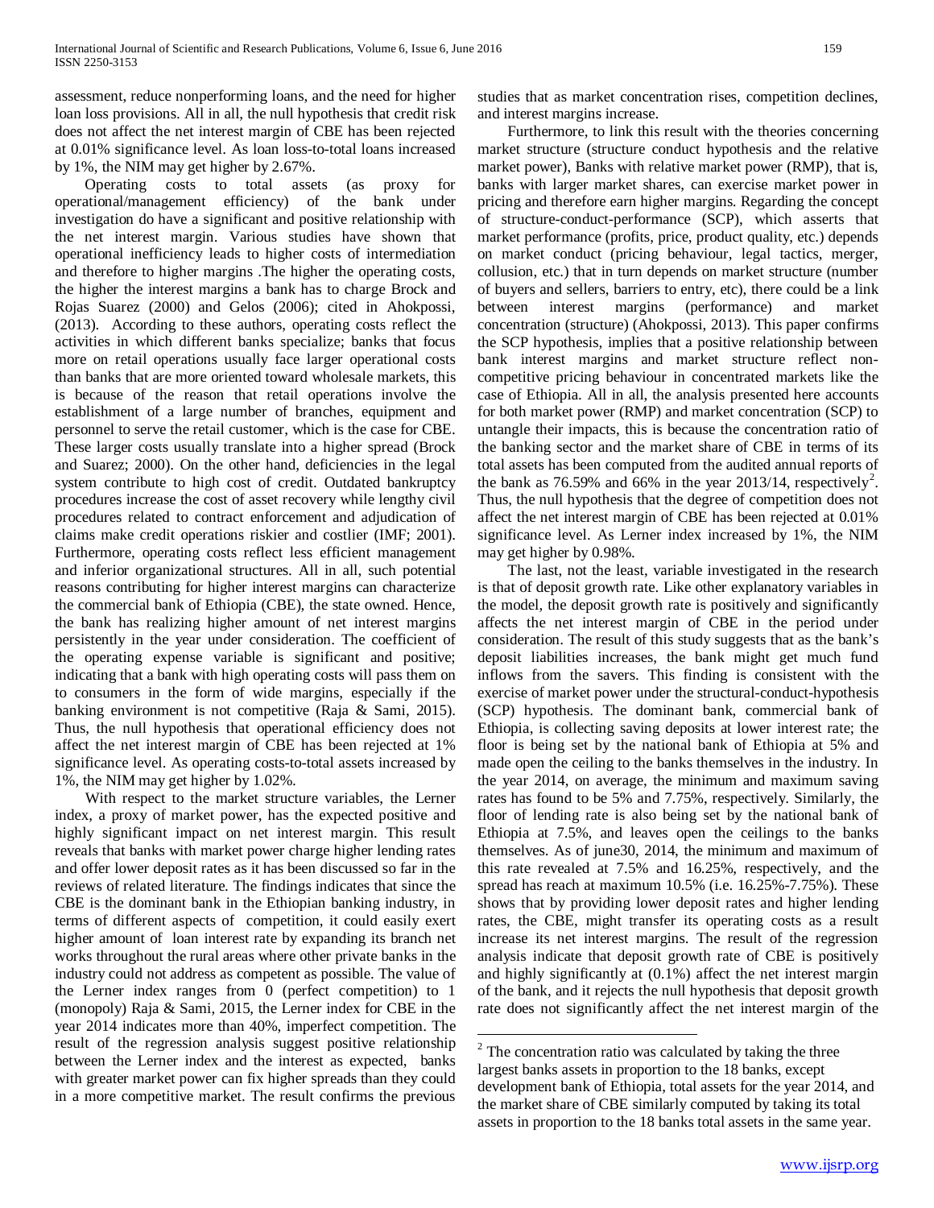assessment, reduce nonperforming loans, and the need for higher loan loss provisions. All in all, the null hypothesis that credit risk does not affect the net interest margin of CBE has been rejected at 0.01% significance level. As loan loss-to-total loans increased by 1%, the NIM may get higher by 2.67%.

Operating costs to total assets (as proxy for operational/management efficiency) of the bank under investigation do have a significant and positive relationship with the net interest margin. Various studies have shown that operational inefficiency leads to higher costs of intermediation and therefore to higher margins .The higher the operating costs, the higher the interest margins a bank has to charge Brock and Rojas Suarez (2000) and Gelos (2006); cited in Ahokpossi, (2013). According to these authors, operating costs reflect the activities in which different banks specialize; banks that focus more on retail operations usually face larger operational costs than banks that are more oriented toward wholesale markets, this is because of the reason that retail operations involve the establishment of a large number of branches, equipment and personnel to serve the retail customer, which is the case for CBE. These larger costs usually translate into a higher spread (Brock and Suarez; 2000). On the other hand, deficiencies in the legal system contribute to high cost of credit. Outdated bankruptcy procedures increase the cost of asset recovery while lengthy civil procedures related to contract enforcement and adjudication of claims make credit operations riskier and costlier (IMF; 2001). Furthermore, operating costs reflect less efficient management and inferior organizational structures. All in all, such potential reasons contributing for higher interest margins can characterize the commercial bank of Ethiopia (CBE), the state owned. Hence, the bank has realizing higher amount of net interest margins persistently in the year under consideration. The coefficient of the operating expense variable is significant and positive; indicating that a bank with high operating costs will pass them on to consumers in the form of wide margins, especially if the banking environment is not competitive (Raja & Sami, 2015). Thus, the null hypothesis that operational efficiency does not affect the net interest margin of CBE has been rejected at 1% significance level. As operating costs-to-total assets increased by 1%, the NIM may get higher by 1.02%.

With respect to the market structure variables, the Lerner index, a proxy of market power, has the expected positive and highly significant impact on net interest margin. This result reveals that banks with market power charge higher lending rates and offer lower deposit rates as it has been discussed so far in the reviews of related literature. The findings indicates that since the CBE is the dominant bank in the Ethiopian banking industry, in terms of different aspects of competition, it could easily exert higher amount of loan interest rate by expanding its branch net works throughout the rural areas where other private banks in the industry could not address as competent as possible. The value of the Lerner index ranges from 0 (perfect competition) to 1 (monopoly) Raja & Sami, 2015, the Lerner index for CBE in the year 2014 indicates more than 40%, imperfect competition. The result of the regression analysis suggest positive relationship between the Lerner index and the interest as expected, banks with greater market power can fix higher spreads than they could in a more competitive market. The result confirms the previous studies that as market concentration rises, competition declines, and interest margins increase.

Furthermore, to link this result with the theories concerning market structure (structure conduct hypothesis and the relative market power), Banks with relative market power (RMP), that is, banks with larger market shares, can exercise market power in pricing and therefore earn higher margins. Regarding the concept of structure-conduct-performance (SCP), which asserts that market performance (profits, price, product quality, etc.) depends on market conduct (pricing behaviour, legal tactics, merger, collusion, etc.) that in turn depends on market structure (number of buyers and sellers, barriers to entry, etc), there could be a link between interest margins (performance) and market concentration (structure) (Ahokpossi, 2013). This paper confirms the SCP hypothesis, implies that a positive relationship between bank interest margins and market structure reflect non-competitive pricing behaviour in concentrated markets like the case of Ethiopia. All in all, the analysis presented here accounts for both market power (RMP) and market concentration (SCP) to untangle their impacts, this is because the concentration ratio of the banking sector and the market share of CBE in terms of its total assets has been computed from the audited annual reports of the bank as 76.59% and 66% in the year 2013/14, respectively[2]. Thus, the null hypothesis that the degree of competition does not affect the net interest margin of CBE has been rejected at 0.01% significance level. As Lerner index increased by 1%, the NIM may get higher by 0.98%.

The last, not the least, variable investigated in the research is that of deposit growth rate. Like other explanatory variables in the model, the deposit growth rate is positively and significantly affects the net interest margin of CBE in the period under consideration. The result of this study suggests that as the bank's deposit liabilities increases, the bank might get much fund inflows from the savers. This finding is consistent with the exercise of market power under the structural-conduct-hypothesis (SCP) hypothesis. The dominant bank, commercial bank of Ethiopia, is collecting saving deposits at lower interest rate; the floor is being set by the national bank of Ethiopia at 5% and made open the ceiling to the banks themselves in the industry. In the year 2014, on average, the minimum and maximum saving rates has found to be 5% and 7.75%, respectively. Similarly, the floor of lending rate is also being set by the national bank of Ethiopia at 7.5%, and leaves open the ceilings to the banks themselves. As of june30, 2014, the minimum and maximum of this rate revealed at 7.5% and 16.25%, respectively, and the spread has reach at maximum 10.5% (i.e. 16.25%-7.75%). These shows that by providing lower deposit rates and higher lending rates, the CBE, might transfer its operating costs as a result increase its net interest margins. The result of the regression analysis indicate that deposit growth rate of CBE is positively and highly significantly at (0.1%) affect the net interest margin of the bank, and it rejects the null hypothesis that deposit growth rate does not significantly affect the net interest margin of the

---

[2] The concentration ratio was calculated by taking the three largest banks assets in proportion to the 18 banks, except development bank of Ethiopia, total assets for the year 2014, and the market share of CBE similarly computed by taking its total assets in proportion to the 18 banks total assets in the same year.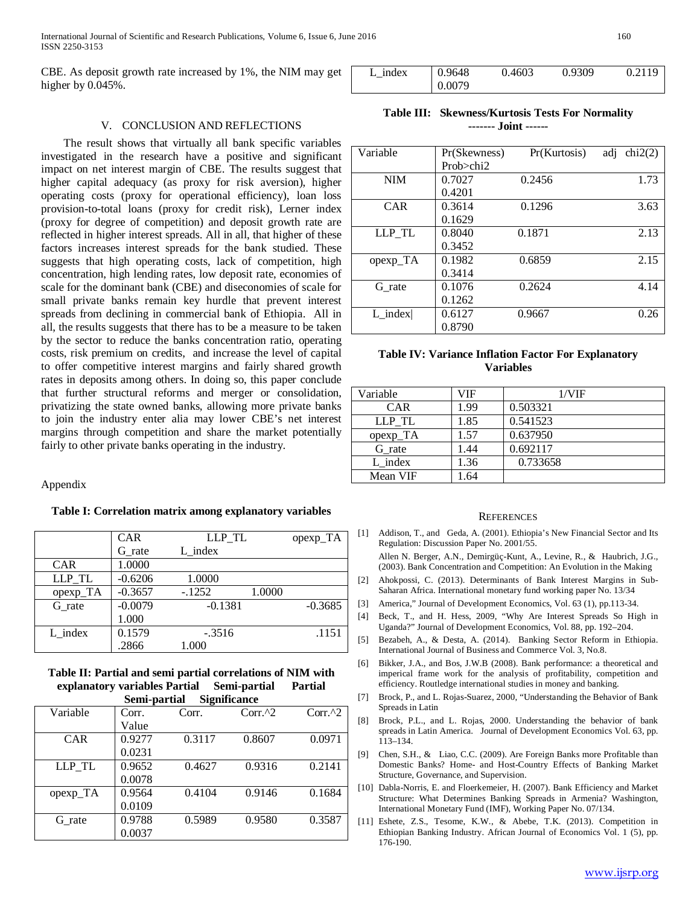CBE. As deposit growth rate increased by 1%, the NIM may get higher by 0.045%.

## V. CONCLUSION AND REFLECTIONS

The result shows that virtually all bank specific variables investigated in the research have a positive and significant impact on net interest margin of CBE. The results suggest that higher capital adequacy (as proxy for risk aversion), higher operating costs (proxy for operational efficiency), loan loss provision-to-total loans (proxy for credit risk), Lerner index (proxy for degree of competition) and deposit growth rate are reflected in higher interest spreads. All in all, that higher of these factors increases interest spreads for the bank studied. These suggests that high operating costs, lack of competition, high concentration, high lending rates, low deposit rate, economies of scale for the dominant bank (CBE) and diseconomies of scale for small private banks remain key hurdle that prevent interest spreads from declining in commercial bank of Ethiopia. All in all, the results suggests that there has to be a measure to be taken by the sector to reduce the banks concentration ratio, operating costs, risk premium on credits, and increase the level of capital to offer competitive interest margins and fairly shared growth rates in deposits among others. In doing so, this paper conclude that further structural reforms and merger or consolidation, privatizing the state owned banks, allowing more private banks to join the industry enter alia may lower CBE's net interest margins through competition and share the market potentially fairly to other private banks operating in the industry.

Appendix

**Table I: Correlation matrix among explanatory variables**

| | CAR | LLP_TL | opexp_TA | G_rate | L_index |
|---|---|---|---|---|---|
| CAR | 1.0000 | | | | |
| LLP_TL | -0.6206 | 1.0000 | | | |
| opexp_TA | -0.3657 | -.1252 | 1.0000 | | |
| G_rate | -0.0079 | -0.1381 | -0.3685 | 1.000 | |
| L_index | 0.1579 | -.3516 | .1151 | .2866 | 1.000 |

**Table II: Partial and semi partial correlations of NIM with explanatory variables Partial Semi-partial Partial Semi-partial Significance**

| Variable | Corr. | Corr. | Corr.^2 | Corr.^2 | Value |
|---|---|---|---|---|---|
| CAR | 0.9277 | 0.3117 | 0.8607 | 0.0971 | 0.0231 |
| LLP_TL | 0.9652 | 0.4627 | 0.9316 | 0.2141 | 0.0078 |
| opexp_TA | 0.9564 | 0.4104 | 0.9146 | 0.1684 | 0.0109 |
| G_rate | 0.9788 | 0.5989 | 0.9580 | 0.3587 | 0.0037 |
| L_index | 0.9648 | 0.4603 | 0.9309 | 0.2119 | 0.0079 |

**Table III: Skewness/Kurtosis Tests For Normality**
**------- Joint ------**

| Variable | Pr(Skewness) | Pr(Kurtosis) | adj chi2(2) | Prob>chi2 |
|---|---|---|---|---|
| NIM | 0.7027 | 0.2456 | 1.73 | 0.4201 |
| CAR | 0.3614 | 0.1296 | 3.63 | 0.1629 |
| LLP_TL | 0.8040 | 0.1871 | 2.13 | 0.3452 |
| opexp_TA | 0.1982 | 0.6859 | 2.15 | 0.3414 |
| G_rate | 0.1076 | 0.2624 | 4.14 | 0.1262 |
| L_index\| | 0.6127 | 0.9667 | 0.26 | 0.8790 |

**Table IV: Variance Inflation Factor For Explanatory Variables**

| Variable | VIF | 1/VIF |
|---|---|---|
| CAR | 1.99 | 0.503321 |
| LLP_TL | 1.85 | 0.541523 |
| opexp_TA | 1.57 | 0.637950 |
| G_rate | 1.44 | 0.692117 |
| L_index | 1.36 | 0.733658 |
| Mean VIF | 1.64 | |

## REFERENCES

[1] Addison, T., and Geda, A. (2001). Ethiopia's New Financial Sector and Its Regulation: Discussion Paper No. 2001/55.
Allen N. Berger, A.N., Demirgüç-Kunt, A., Levine, R., & Haubrich, J.G., (2003). Bank Concentration and Competition: An Evolution in the Making

[2] Ahokpossi, C. (2013). Determinants of Bank Interest Margins in Sub-Saharan Africa. International monetary fund working paper No. 13/34

[3] America," Journal of Development Economics, Vol. 63 (1), pp.113-34.

[4] Beck, T., and H. Hess, 2009, "Why Are Interest Spreads So High in Uganda?" Journal of Development Economics, Vol. 88, pp. 192–204.

[5] Bezabeh, A., & Desta, A. (2014). Banking Sector Reform in Ethiopia. International Journal of Business and Commerce Vol. 3, No.8.

[6] Bikker, J.A., and Bos, J.W.B (2008). Bank performance: a theoretical and imperical frame work for the analysis of profitability, competition and efficiency. Routledge international studies in money and banking.

[7] Brock, P., and L. Rojas-Suarez, 2000, "Understanding the Behavior of Bank Spreads in Latin

[8] Brock, P.L., and L. Rojas, 2000. Understanding the behavior of bank spreads in Latin America. Journal of Development Economics Vol. 63, pp. 113–134.

[9] Chen, S.H., & Liao, C.C. (2009). Are Foreign Banks more Profitable than Domestic Banks? Home- and Host-Country Effects of Banking Market Structure, Governance, and Supervision.

[10] Dabla-Norris, E. and Floerkemeier, H. (2007). Bank Efficiency and Market Structure: What Determines Banking Spreads in Armenia? Washington, International Monetary Fund (IMF), Working Paper No. 07/134.

[11] Eshete, Z.S., Tesome, K.W., & Abebe, T.K. (2013). Competition in Ethiopian Banking Industry. African Journal of Economics Vol. 1 (5), pp. 176-190.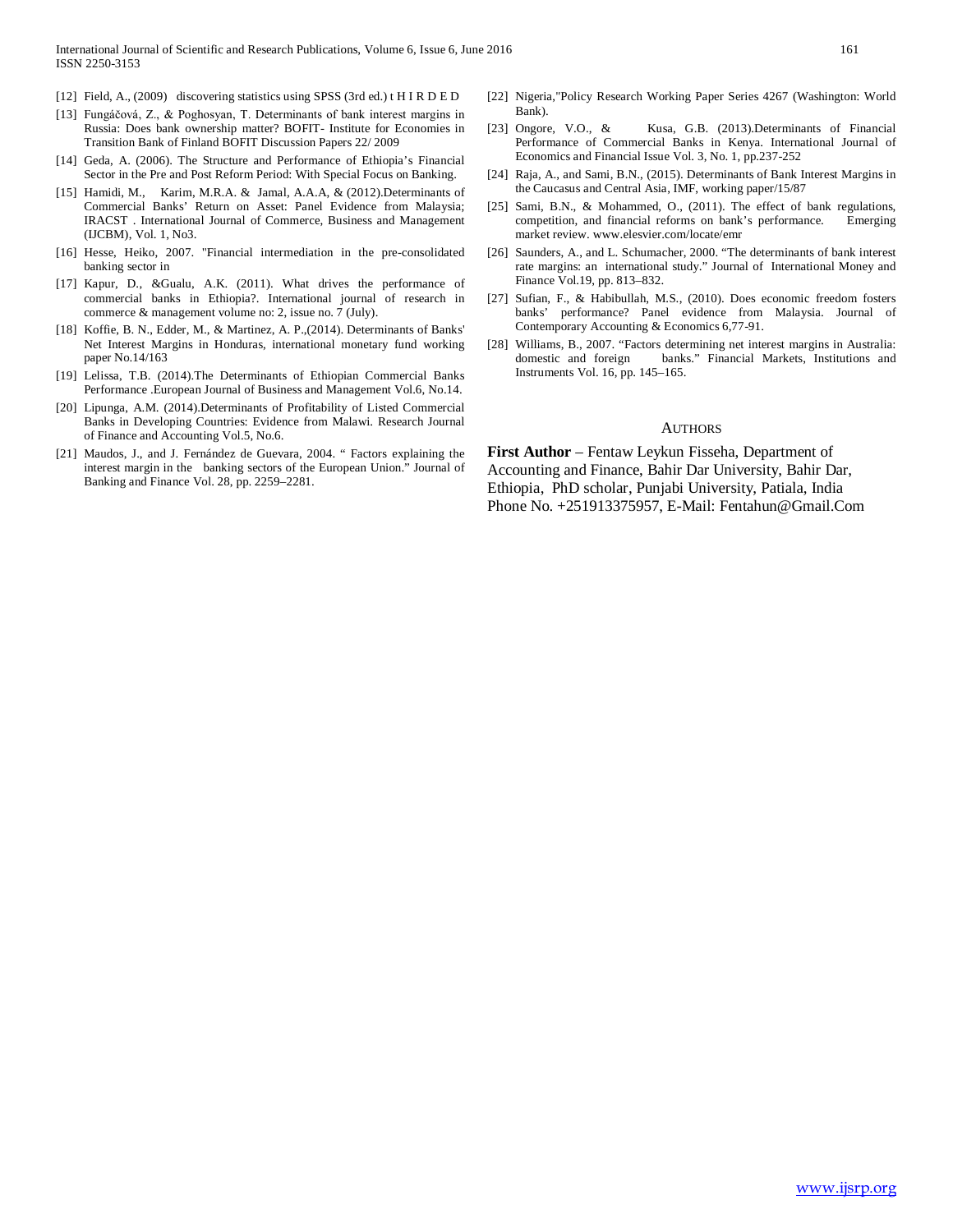[12] Field, A., (2009) discovering statistics using SPSS (3rd ed.) t H I R D E D

[13] Fungáčová, Z., & Poghosyan, T. Determinants of bank interest margins in Russia: Does bank ownership matter? BOFIT- Institute for Economies in Transition Bank of Finland BOFIT Discussion Papers 22/ 2009

[14] Geda, A. (2006). The Structure and Performance of Ethiopia's Financial Sector in the Pre and Post Reform Period: With Special Focus on Banking.

[15] Hamidi, M., Karim, M.R.A. & Jamal, A.A.A, & (2012).Determinants of Commercial Banks' Return on Asset: Panel Evidence from Malaysia; IRACST . International Journal of Commerce, Business and Management (IJCBM), Vol. 1, No3.

[16] Hesse, Heiko, 2007. "Financial intermediation in the pre-consolidated banking sector in

[17] Kapur, D., &Gualu, A.K. (2011). What drives the performance of commercial banks in Ethiopia?. International journal of research in commerce & management volume no: 2, issue no. 7 (July).

[18] Koffie, B. N., Edder, M., & Martinez, A. P.,(2014). Determinants of Banks' Net Interest Margins in Honduras, international monetary fund working paper No.14/163

[19] Lelissa, T.B. (2014).The Determinants of Ethiopian Commercial Banks Performance .European Journal of Business and Management Vol.6, No.14.

[20] Lipunga, A.M. (2014).Determinants of Profitability of Listed Commercial Banks in Developing Countries: Evidence from Malawi. Research Journal of Finance and Accounting Vol.5, No.6.

[21] Maudos, J., and J. Fernández de Guevara, 2004. " Factors explaining the interest margin in the banking sectors of the European Union." Journal of Banking and Finance Vol. 28, pp. 2259–2281.

[22] Nigeria,"Policy Research Working Paper Series 4267 (Washington: World Bank).

[23] Ongore, V.O., & Kusa, G.B. (2013).Determinants of Financial Performance of Commercial Banks in Kenya. International Journal of Economics and Financial Issue Vol. 3, No. 1, pp.237-252

[24] Raja, A., and Sami, B.N., (2015). Determinants of Bank Interest Margins in the Caucasus and Central Asia, IMF, working paper/15/87

[25] Sami, B.N., & Mohammed, O., (2011). The effect of bank regulations, competition, and financial reforms on bank's performance. Emerging market review. www.elesvier.com/locate/emr

[26] Saunders, A., and L. Schumacher, 2000. "The determinants of bank interest rate margins: an international study." Journal of International Money and Finance Vol.19, pp. 813–832.

[27] Sufian, F., & Habibullah, M.S., (2010). Does economic freedom fosters banks' performance? Panel evidence from Malaysia. Journal of Contemporary Accounting & Economics 6,77-91.

[28] Williams, B., 2007. "Factors determining net interest margins in Australia: domestic and foreign banks." Financial Markets, Institutions and Instruments Vol. 16, pp. 145–165.

## Authors

**First Author** – Fentaw Leykun Fisseha, Department of Accounting and Finance, Bahir Dar University, Bahir Dar, Ethiopia, PhD scholar, Punjabi University, Patiala, India Phone No. +251913375957, E-Mail: Fentahun@Gmail.Com